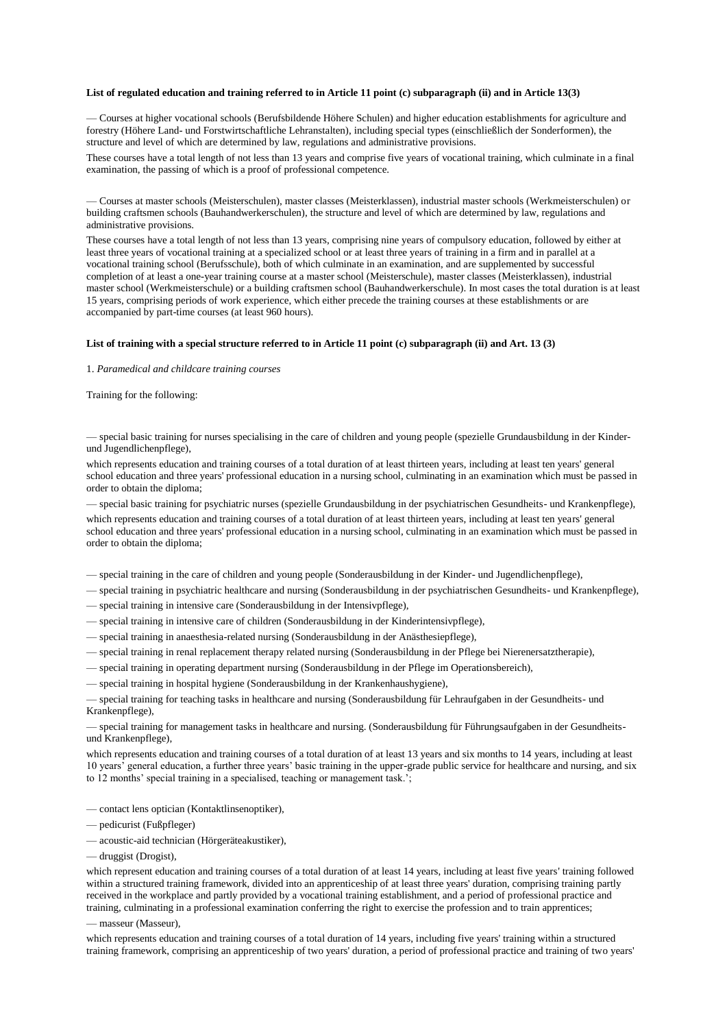**List of regulated education and training referred to in Article 11 point (c) subparagraph (ii) and in Article 13(3)**

— Courses at higher vocational schools (Berufsbildende Höhere Schulen) and higher education establishments for agriculture and forestry (Höhere Land- und Forstwirtschaftliche Lehranstalten), including special types (einschließlich der Sonderformen), the structure and level of which are determined by law, regulations and administrative provisions.

These courses have a total length of not less than 13 years and comprise five years of vocational training, which culminate in a final examination, the passing of which is a proof of professional competence.

— Courses at master schools (Meisterschulen), master classes (Meisterklassen), industrial master schools (Werkmeisterschulen) or building craftsmen schools (Bauhandwerkerschulen), the structure and level of which are determined by law, regulations and administrative provisions.

These courses have a total length of not less than 13 years, comprising nine years of compulsory education, followed by either at least three years of vocational training at a specialized school or at least three years of training in a firm and in parallel at a vocational training school (Berufsschule), both of which culminate in an examination, and are supplemented by successful completion of at least a one-year training course at a master school (Meisterschule), master classes (Meisterklassen), industrial master school (Werkmeisterschule) or a building craftsmen school (Bauhandwerkerschule). In most cases the total duration is at least 15 years, comprising periods of work experience, which either precede the training courses at these establishments or are accompanied by part-time courses (at least 960 hours).

**List of training with a special structure referred to in Article 11 point (c) subparagraph (ii) and Art. 13 (3)**

1. *Paramedical and childcare training courses*

Training for the following:

— special basic training for nurses specialising in the care of children and young people (spezielle Grundausbildung in der Kinder- und Jugendlichenpflege),

which represents education and training courses of a total duration of at least thirteen years, including at least ten years' general school education and three years' professional education in a nursing school, culminating in an examination which must be passed in order to obtain the diploma;

— special basic training for psychiatric nurses (spezielle Grundausbildung in der psychiatrischen Gesundheits- und Krankenpflege),

which represents education and training courses of a total duration of at least thirteen years, including at least ten years' general school education and three years' professional education in a nursing school, culminating in an examination which must be passed in order to obtain the diploma;

— special training in the care of children and young people (Sonderausbildung in der Kinder- und Jugendlichenpflege),

— special training in psychiatric healthcare and nursing (Sonderausbildung in der psychiatrischen Gesundheits- und Krankenpflege),

— special training in intensive care (Sonderausbildung in der Intensivpflege),

— special training in intensive care of children (Sonderausbildung in der Kinderintensivpflege),

— special training in anaesthesia-related nursing (Sonderausbildung in der Anästhesiepflege),

— special training in renal replacement therapy related nursing (Sonderausbildung in der Pflege bei Nierenersatztherapie),

— special training in operating department nursing (Sonderausbildung in der Pflege im Operationsbereich),

— special training in hospital hygiene (Sonderausbildung in der Krankenhaushygiene),

— special training for teaching tasks in healthcare and nursing (Sonderausbildung für Lehraufgaben in der Gesundheits- und Krankenpflege),

— special training for management tasks in healthcare and nursing. (Sonderausbildung für Führungsaufgaben in der Gesundheits- und Krankenpflege),

which represents education and training courses of a total duration of at least 13 years and six months to 14 years, including at least 10 years' general education, a further three years' basic training in the upper-grade public service for healthcare and nursing, and six to 12 months' special training in a specialised, teaching or management task.';

— contact lens optician (Kontaktlinsenoptiker),

— pedicurist (Fußpfleger)

— acoustic-aid technician (Hörgeräteakustiker),

— druggist (Drogist),

which represent education and training courses of a total duration of at least 14 years, including at least five years' training followed within a structured training framework, divided into an apprenticeship of at least three years' duration, comprising training partly received in the workplace and partly provided by a vocational training establishment, and a period of professional practice and training, culminating in a professional examination conferring the right to exercise the profession and to train apprentices;

— masseur (Masseur),

which represents education and training courses of a total duration of 14 years, including five years' training within a structured training framework, comprising an apprenticeship of two years' duration, a period of professional practice and training of two years'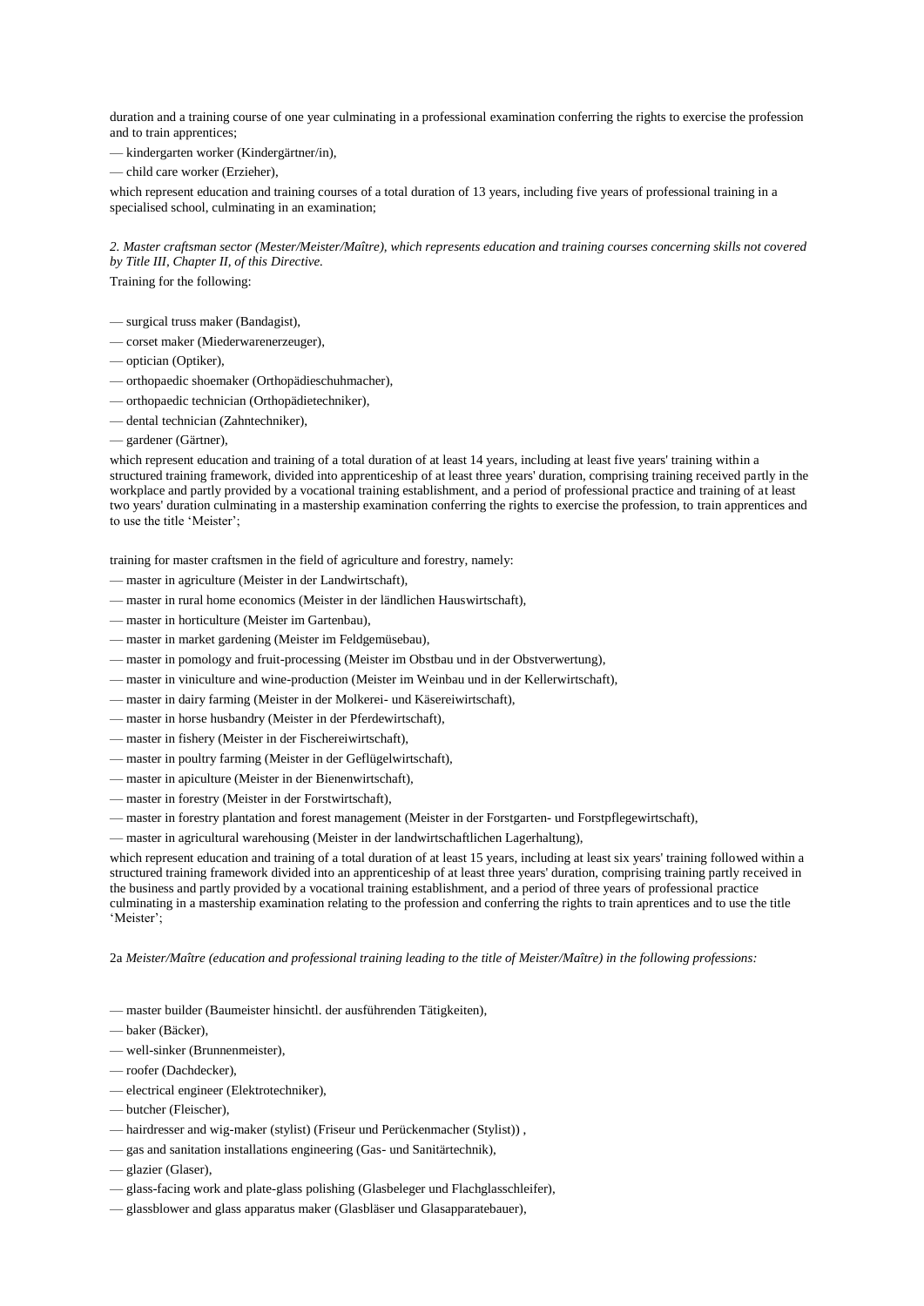duration and a training course of one year culminating in a professional examination conferring the rights to exercise the profession and to train apprentices;

— kindergarten worker (Kindergärtner/in),

— child care worker (Erzieher),

which represent education and training courses of a total duration of 13 years, including five years of professional training in a specialised school, culminating in an examination;

*2. Master craftsman sector (Mester/Meister/Maître), which represents education and training courses concerning skills not covered by Title III, Chapter II, of this Directive.*

Training for the following:

— surgical truss maker (Bandagist),

— corset maker (Miederwarenerzeuger),

— optician (Optiker),

— orthopaedic shoemaker (Orthopädieschuhmacher),

— orthopaedic technician (Orthopädietechniker),

— dental technician (Zahntechniker),

— gardener (Gärtner),

which represent education and training of a total duration of at least 14 years, including at least five years' training within a structured training framework, divided into apprenticeship of at least three years' duration, comprising training received partly in the workplace and partly provided by a vocational training establishment, and a period of professional practice and training of at least two years' duration culminating in a mastership examination conferring the rights to exercise the profession, to train apprentices and to use the title 'Meister';

training for master craftsmen in the field of agriculture and forestry, namely:

— master in agriculture (Meister in der Landwirtschaft),

— master in rural home economics (Meister in der ländlichen Hauswirtschaft),

— master in horticulture (Meister im Gartenbau),

— master in market gardening (Meister im Feldgemüsebau),

— master in pomology and fruit-processing (Meister im Obstbau und in der Obstverwertung),

— master in viniculture and wine-production (Meister im Weinbau und in der Kellerwirtschaft),

— master in dairy farming (Meister in der Molkerei- und Käsereiwirtschaft),

— master in horse husbandry (Meister in der Pferdewirtschaft),

— master in fishery (Meister in der Fischereiwirtschaft),

— master in poultry farming (Meister in der Geflügelwirtschaft),

— master in apiculture (Meister in der Bienenwirtschaft),

— master in forestry (Meister in der Forstwirtschaft),

— master in forestry plantation and forest management (Meister in der Forstgarten- und Forstpflegewirtschaft),

— master in agricultural warehousing (Meister in der landwirtschaftlichen Lagerhaltung),

which represent education and training of a total duration of at least 15 years, including at least six years' training followed within a structured training framework divided into an apprenticeship of at least three years' duration, comprising training partly received in the business and partly provided by a vocational training establishment, and a period of three years of professional practice culminating in a mastership examination relating to the profession and conferring the rights to train aprentices and to use the title 'Meister';

2a *Meister/Maître (education and professional training leading to the title of Meister/Maître) in the following professions:*

— master builder (Baumeister hinsichtl. der ausführenden Tätigkeiten),

— baker (Bäcker),

— well-sinker (Brunnenmeister),

— roofer (Dachdecker),

— electrical engineer (Elektrotechniker),

— butcher (Fleischer),

— hairdresser and wig-maker (stylist) (Friseur und Perückenmacher (Stylist)) ,

— gas and sanitation installations engineering (Gas- und Sanitärtechnik),

— glazier (Glaser),

— glass-facing work and plate-glass polishing (Glasbeleger und Flachglasschleifer),

— glassblower and glass apparatus maker (Glasbläser und Glasapparatebauer),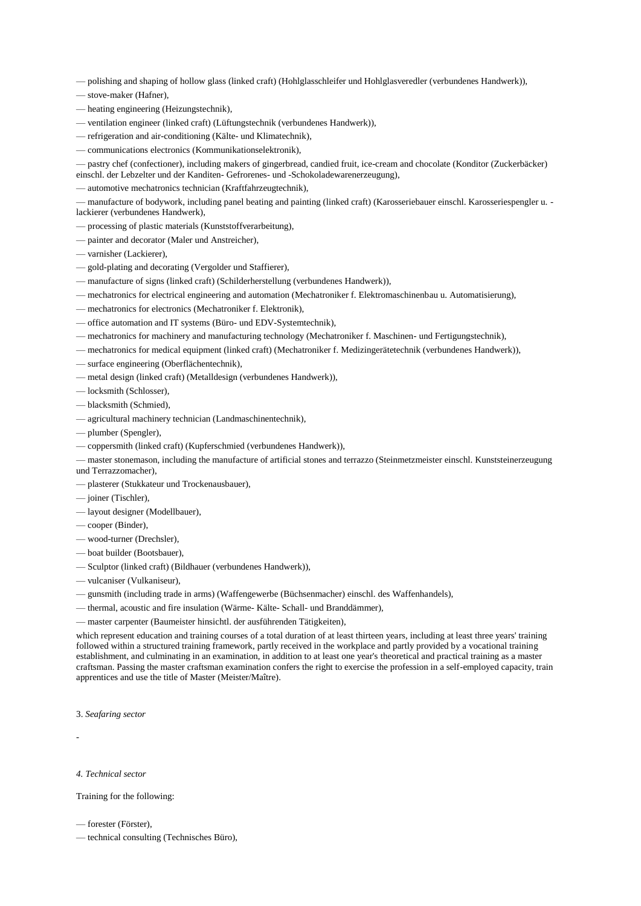— polishing and shaping of hollow glass (linked craft) (Hohlglasschleifer und Hohlglasveredler (verbundenes Handwerk)),

— stove-maker (Hafner),

— heating engineering (Heizungstechnik),

— ventilation engineer (linked craft) (Lüftungstechnik (verbundenes Handwerk)),

— refrigeration and air-conditioning (Kälte- und Klimatechnik),

— communications electronics (Kommunikationselektronik),

— pastry chef (confectioner), including makers of gingerbread, candied fruit, ice-cream and chocolate (Konditor (Zuckerbäcker) einschl. der Lebzelter und der Kanditen- Gefrorenes- und -Schokoladewarenerzeugung),

— automotive mechatronics technician (Kraftfahrzeugtechnik),

— manufacture of bodywork, including panel beating and painting (linked craft) (Karosseriebauer einschl. Karosseriespengler u. -lackierer (verbundenes Handwerk),

— processing of plastic materials (Kunststoffverarbeitung),

— painter and decorator (Maler und Anstreicher),

— varnisher (Lackierer),

— gold-plating and decorating (Vergolder und Staffierer),

— manufacture of signs (linked craft) (Schilderherstellung (verbundenes Handwerk)),

— mechatronics for electrical engineering and automation (Mechatroniker f. Elektromaschinenbau u. Automatisierung),

— mechatronics for electronics (Mechatroniker f. Elektronik),

— office automation and IT systems (Büro- und EDV-Systemtechnik),

— mechatronics for machinery and manufacturing technology (Mechatroniker f. Maschinen- und Fertigungstechnik),

— mechatronics for medical equipment (linked craft) (Mechatroniker f. Medizingerätetechnik (verbundenes Handwerk)),

— surface engineering (Oberflächentechnik),

— metal design (linked craft) (Metalldesign (verbundenes Handwerk)),

— locksmith (Schlosser),

— blacksmith (Schmied),

— agricultural machinery technician (Landmaschinentechnik),

— plumber (Spengler),

— coppersmith (linked craft) (Kupferschmied (verbundenes Handwerk)),

— master stonemason, including the manufacture of artificial stones and terrazzo (Steinmetzmeister einschl. Kunststeinerzeugung und Terrazzomacher),

— plasterer (Stukkateur und Trockenausbauer),

— joiner (Tischler),

— layout designer (Modellbauer),

— cooper (Binder),

— wood-turner (Drechsler),

— boat builder (Bootsbauer),

— Sculptor (linked craft) (Bildhauer (verbundenes Handwerk)),

— vulcaniser (Vulkaniseur),

— gunsmith (including trade in arms) (Waffengewerbe (Büchsenmacher) einschl. des Waffenhandels),

— thermal, acoustic and fire insulation (Wärme- Kälte- Schall- und Branddämmer),

— master carpenter (Baumeister hinsichtl. der ausführenden Tätigkeiten),

which represent education and training courses of a total duration of at least thirteen years, including at least three years' training followed within a structured training framework, partly received in the workplace and partly provided by a vocational training establishment, and culminating in an examination, in addition to at least one year's theoretical and practical training as a master craftsman. Passing the master craftsman examination confers the right to exercise the profession in a self-employed capacity, train apprentices and use the title of Master (Meister/Maître).

3. *Seafaring sector*

-

*4. Technical sector*

Training for the following:

— forester (Förster),

— technical consulting (Technisches Büro),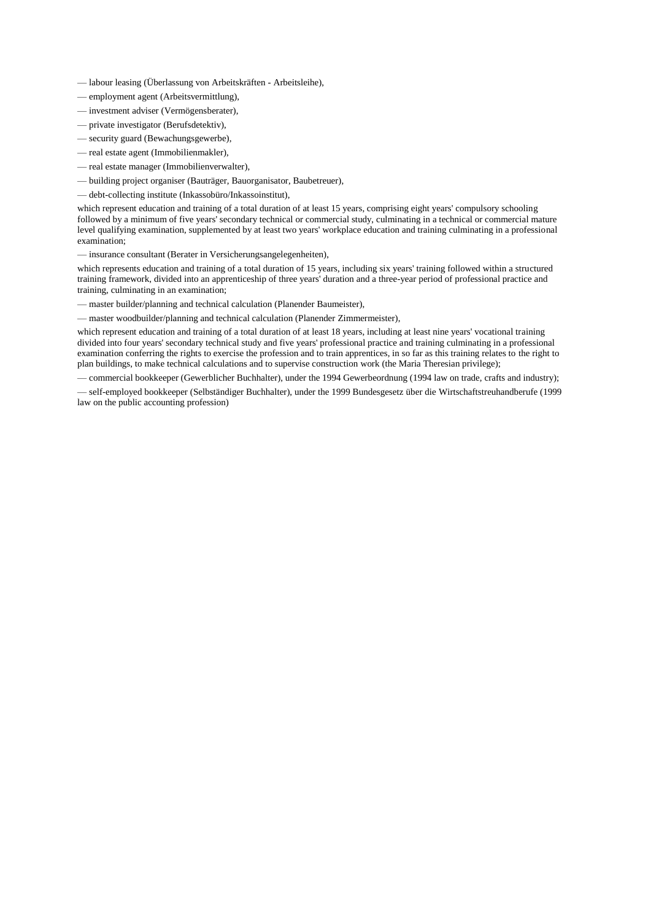— labour leasing (Überlassung von Arbeitskräften - Arbeitsleihe),

— employment agent (Arbeitsvermittlung),

— investment adviser (Vermögensberater),

— private investigator (Berufsdetektiv),

— security guard (Bewachungsgewerbe),

— real estate agent (Immobilienmakler),

— real estate manager (Immobilienverwalter),

— building project organiser (Bauträger, Bauorganisator, Baubetreuer),

— debt-collecting institute (Inkassobüro/Inkassoinstitut),

which represent education and training of a total duration of at least 15 years, comprising eight years' compulsory schooling followed by a minimum of five years' secondary technical or commercial study, culminating in a technical or commercial mature level qualifying examination, supplemented by at least two years' workplace education and training culminating in a professional examination;

— insurance consultant (Berater in Versicherungsangelegenheiten),

which represents education and training of a total duration of 15 years, including six years' training followed within a structured training framework, divided into an apprenticeship of three years' duration and a three-year period of professional practice and training, culminating in an examination;

— master builder/planning and technical calculation (Planender Baumeister),

— master woodbuilder/planning and technical calculation (Planender Zimmermeister),

which represent education and training of a total duration of at least 18 years, including at least nine years' vocational training divided into four years' secondary technical study and five years' professional practice and training culminating in a professional examination conferring the rights to exercise the profession and to train apprentices, in so far as this training relates to the right to plan buildings, to make technical calculations and to supervise construction work (the Maria Theresian privilege);

— commercial bookkeeper (Gewerblicher Buchhalter), under the 1994 Gewerbeordnung (1994 law on trade, crafts and industry);

— self-employed bookkeeper (Selbständiger Buchhalter), under the 1999 Bundesgesetz über die Wirtschaftstreuhandberufe (1999 law on the public accounting profession)